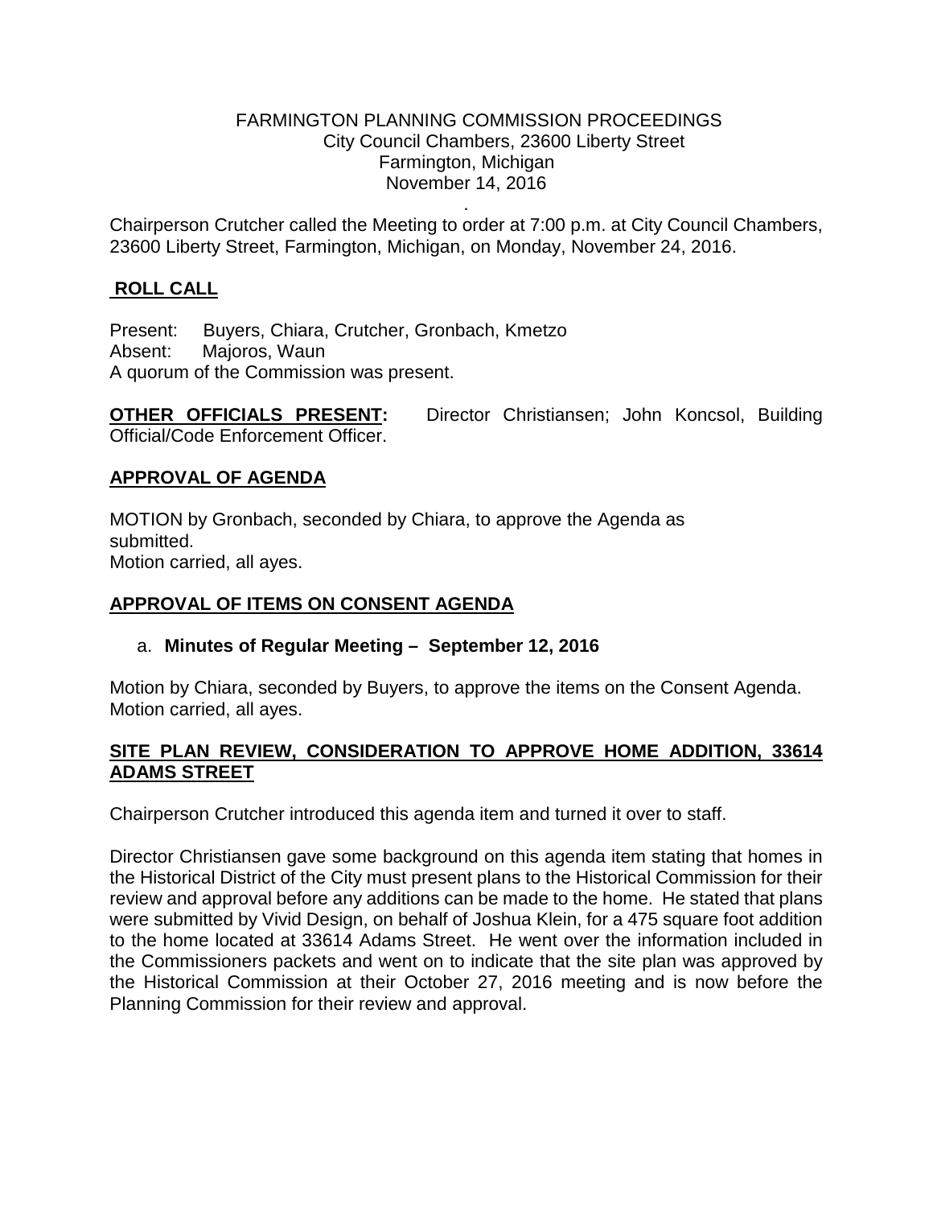FARMINGTON PLANNING COMMISSION PROCEEDINGS
City Council Chambers, 23600 Liberty Street
Farmington, Michigan
November 14, 2016
.

Chairperson Crutcher called the Meeting to order at 7:00 p.m. at City Council Chambers, 23600 Liberty Street, Farmington, Michigan, on Monday, November 24, 2016.

## ROLL CALL

Present: Buyers, Chiara, Crutcher, Gronbach, Kmetzo
Absent: Majoros, Waun
A quorum of the Commission was present.

**OTHER OFFICIALS PRESENT:** Director Christiansen; John Koncsol, Building Official/Code Enforcement Officer.

## APPROVAL OF AGENDA

MOTION by Gronbach, seconded by Chiara, to approve the Agenda as submitted.
Motion carried, all ayes.

## APPROVAL OF ITEMS ON CONSENT AGENDA

a. **Minutes of Regular Meeting – September 12, 2016**

Motion by Chiara, seconded by Buyers, to approve the items on the Consent Agenda.
Motion carried, all ayes.

## SITE PLAN REVIEW, CONSIDERATION TO APPROVE HOME ADDITION, 33614 ADAMS STREET

Chairperson Crutcher introduced this agenda item and turned it over to staff.

Director Christiansen gave some background on this agenda item stating that homes in the Historical District of the City must present plans to the Historical Commission for their review and approval before any additions can be made to the home. He stated that plans were submitted by Vivid Design, on behalf of Joshua Klein, for a 475 square foot addition to the home located at 33614 Adams Street. He went over the information included in the Commissioners packets and went on to indicate that the site plan was approved by the Historical Commission at their October 27, 2016 meeting and is now before the Planning Commission for their review and approval.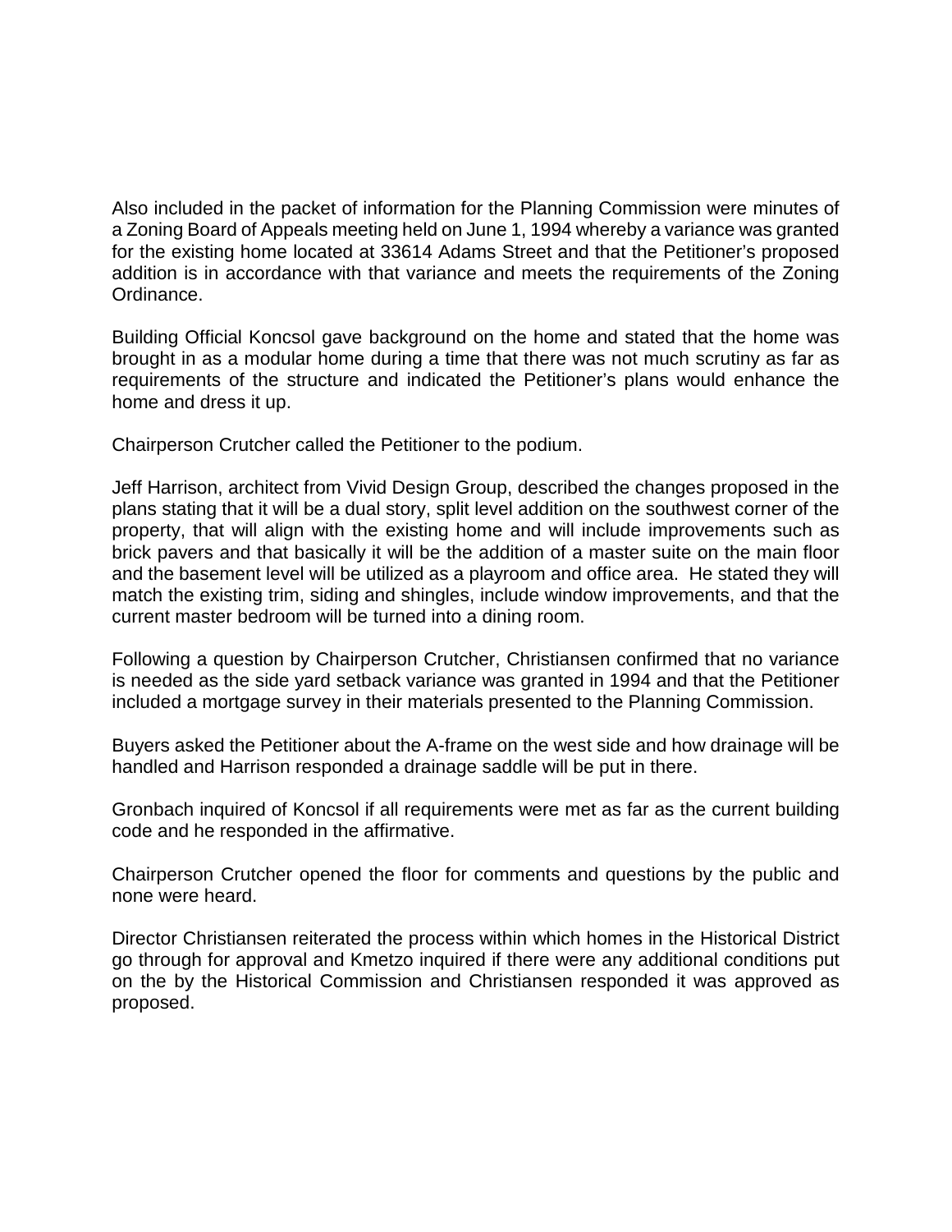Also included in the packet of information for the Planning Commission were minutes of a Zoning Board of Appeals meeting held on June 1, 1994 whereby a variance was granted for the existing home located at 33614 Adams Street and that the Petitioner's proposed addition is in accordance with that variance and meets the requirements of the Zoning Ordinance.

Building Official Koncsol gave background on the home and stated that the home was brought in as a modular home during a time that there was not much scrutiny as far as requirements of the structure and indicated the Petitioner's plans would enhance the home and dress it up.

Chairperson Crutcher called the Petitioner to the podium.

Jeff Harrison, architect from Vivid Design Group, described the changes proposed in the plans stating that it will be a dual story, split level addition on the southwest corner of the property, that will align with the existing home and will include improvements such as brick pavers and that basically it will be the addition of a master suite on the main floor and the basement level will be utilized as a playroom and office area. He stated they will match the existing trim, siding and shingles, include window improvements, and that the current master bedroom will be turned into a dining room.

Following a question by Chairperson Crutcher, Christiansen confirmed that no variance is needed as the side yard setback variance was granted in 1994 and that the Petitioner included a mortgage survey in their materials presented to the Planning Commission.

Buyers asked the Petitioner about the A-frame on the west side and how drainage will be handled and Harrison responded a drainage saddle will be put in there.

Gronbach inquired of Koncsol if all requirements were met as far as the current building code and he responded in the affirmative.

Chairperson Crutcher opened the floor for comments and questions by the public and none were heard.

Director Christiansen reiterated the process within which homes in the Historical District go through for approval and Kmetzo inquired if there were any additional conditions put on the by the Historical Commission and Christiansen responded it was approved as proposed.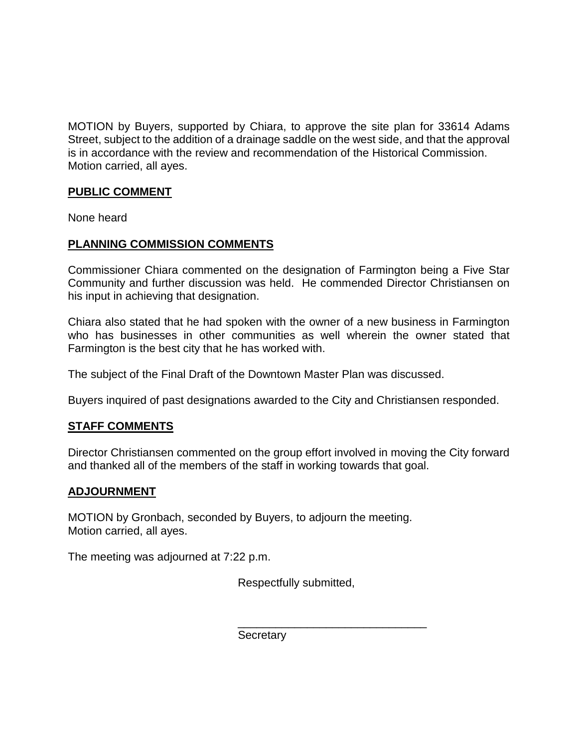MOTION by Buyers, supported by Chiara, to approve the site plan for 33614 Adams Street, subject to the addition of a drainage saddle on the west side, and that the approval is in accordance with the review and recommendation of the Historical Commission.
Motion carried, all ayes.

## PUBLIC COMMENT

None heard

## PLANNING COMMISSION COMMENTS

Commissioner Chiara commented on the designation of Farmington being a Five Star Community and further discussion was held. He commended Director Christiansen on his input in achieving that designation.

Chiara also stated that he had spoken with the owner of a new business in Farmington who has businesses in other communities as well wherein the owner stated that Farmington is the best city that he has worked with.

The subject of the Final Draft of the Downtown Master Plan was discussed.

Buyers inquired of past designations awarded to the City and Christiansen responded.

## STAFF COMMENTS

Director Christiansen commented on the group effort involved in moving the City forward and thanked all of the members of the staff in working towards that goal.

## ADJOURNMENT

MOTION by Gronbach, seconded by Buyers, to adjourn the meeting.
Motion carried, all ayes.

The meeting was adjourned at 7:22 p.m.

Respectfully submitted,

_______________________________
Secretary